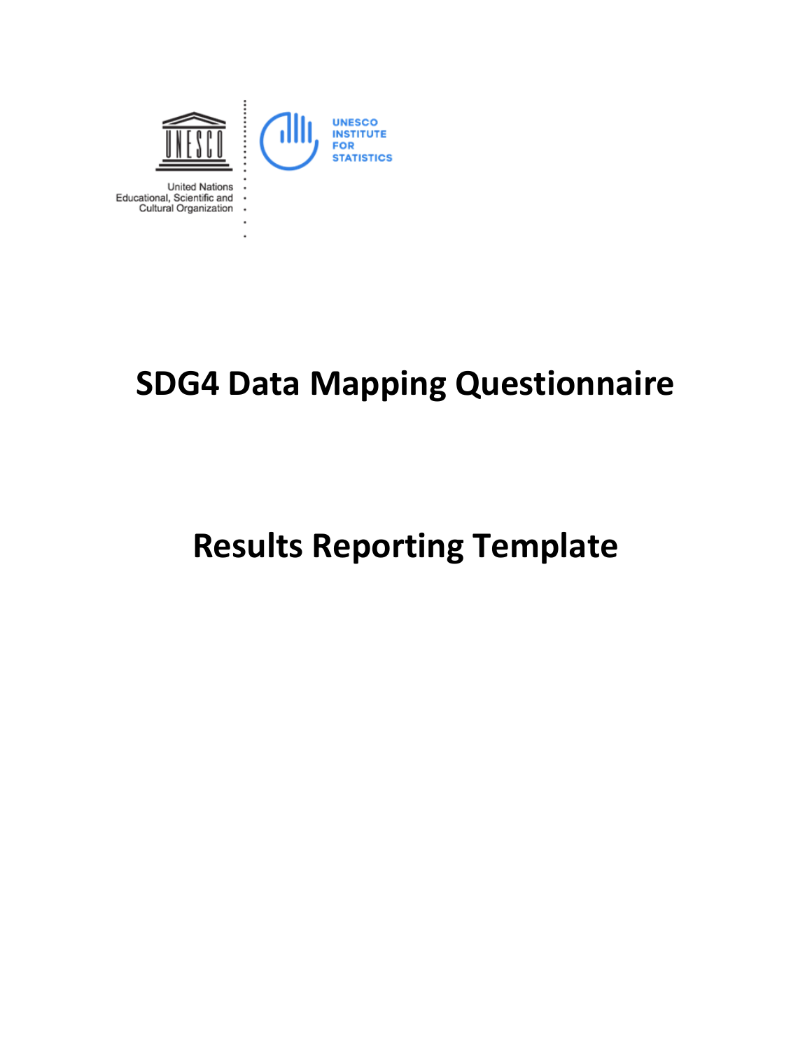UNESCO

United Nations Educational, Scientific and Cultural Organization

UNESCO INSTITUTE FOR STATISTICS

# SDG4 Data Mapping Questionnaire

# Results Reporting Template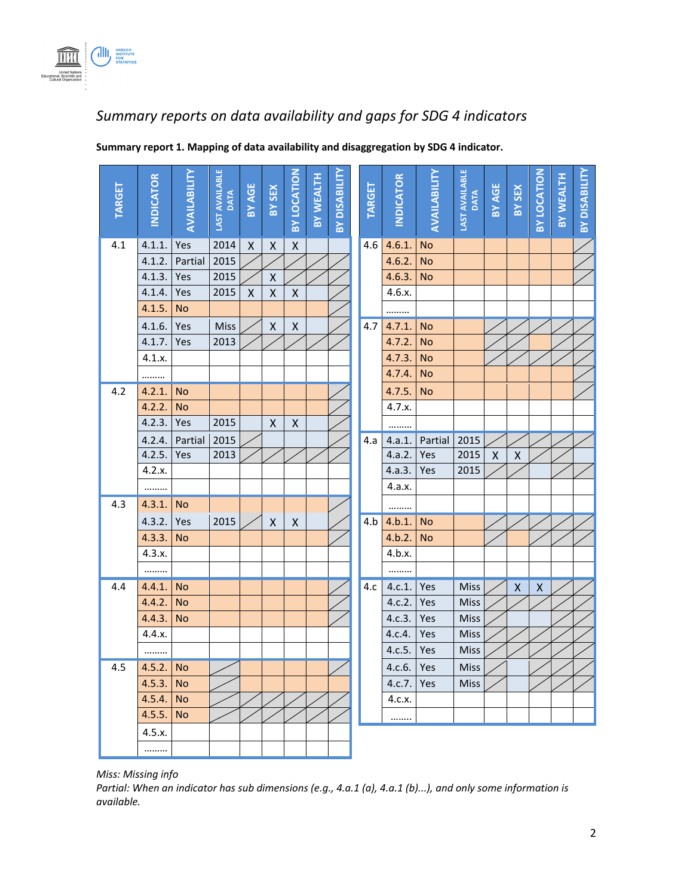*Summary reports on data availability and gaps for SDG 4 indicators*

**Summary report 1. Mapping of data availability and disaggregation by SDG 4 indicator.**

| TARGET | INDICATOR | AVAILABILITY | LAST AVAILABLE DATA | BY AGE | BY SEX | BY LOCATION | BY WEALTH | BY DISABILITY |
|---|---|---|---|---|---|---|---|---|
| 4.1 | 4.1.1. | Yes | 2014 | X | X | X | | |
| | 4.1.2. | Partial | 2015 | | | | | |
| | 4.1.3. | Yes | 2015 | | X | | | |
| | 4.1.4. | Yes | 2015 | X | X | X | | |
| | 4.1.5. | No | | | | | | |
| | 4.1.6. | Yes | Miss | | X | X | | |
| | 4.1.7. | Yes | 2013 | | | | | |
| | 4.1.x. | | | | | | | |
| | ……… | | | | | | | |
| 4.2 | 4.2.1. | No | | | | | | |
| | 4.2.2. | No | | | | | | |
| | 4.2.3. | Yes | 2015 | | X | X | | |
| | 4.2.4. | Partial | 2015 | | | | | |
| | 4.2.5. | Yes | 2013 | | | | | |
| | 4.2.x. | | | | | | | |
| | ……… | | | | | | | |
| 4.3 | 4.3.1. | No | | | | | | |
| | 4.3.2. | Yes | 2015 | | X | X | | |
| | 4.3.3. | No | | | | | | |
| | 4.3.x. | | | | | | | |
| | ……… | | | | | | | |
| 4.4 | 4.4.1. | No | | | | | | |
| | 4.4.2. | No | | | | | | |
| | 4.4.3. | No | | | | | | |
| | 4.4.x. | | | | | | | |
| | ……… | | | | | | | |
| 4.5 | 4.5.2. | No | | | | | | |
| | 4.5.3. | No | | | | | | |
| | 4.5.4. | No | | | | | | |
| | 4.5.5. | No | | | | | | |
| | 4.5.x. | | | | | | | |
| | ……… | | | | | | | |
| 4.6 | 4.6.1. | No | | | | | | |
| | 4.6.2. | No | | | | | | |
| | 4.6.3. | No | | | | | | |
| | 4.6.x. | | | | | | | |
| | ……… | | | | | | | |
| 4.7 | 4.7.1. | No | | | | | | |
| | 4.7.2. | No | | | | | | |
| | 4.7.3. | No | | | | | | |
| | 4.7.4. | No | | | | | | |
| | 4.7.5. | No | | | | | | |
| | 4.7.x. | | | | | | | |
| | ……… | | | | | | | |
| 4.a | 4.a.1. | Partial | 2015 | | | | | |
| | 4.a.2. | Yes | 2015 | X | X | | | |
| | 4.a.3. | Yes | 2015 | | | | | |
| | 4.a.x. | | | | | | | |
| | ……… | | | | | | | |
| 4.b | 4.b.1. | No | | | | | | |
| | 4.b.2. | No | | | | | | |
| | 4.b.x. | | | | | | | |
| | ……… | | | | | | | |
| 4.c | 4.c.1. | Yes | Miss | | X | X | | |
| | 4.c.2. | Yes | Miss | | | | | |
| | 4.c.3. | Yes | Miss | | | | | |
| | 4.c.4. | Yes | Miss | | | | | |
| | 4.c.5. | Yes | Miss | | | | | |
| | 4.c.6. | Yes | Miss | | | | | |
| | 4.c.7. | Yes | Miss | | | | | |
| | 4.c.x. | | | | | | | |
| | …….. | | | | | | | |

*Miss: Missing info*
*Partial: When an indicator has sub dimensions (e.g., 4.a.1 (a), 4.a.1 (b)...), and only some information is available.*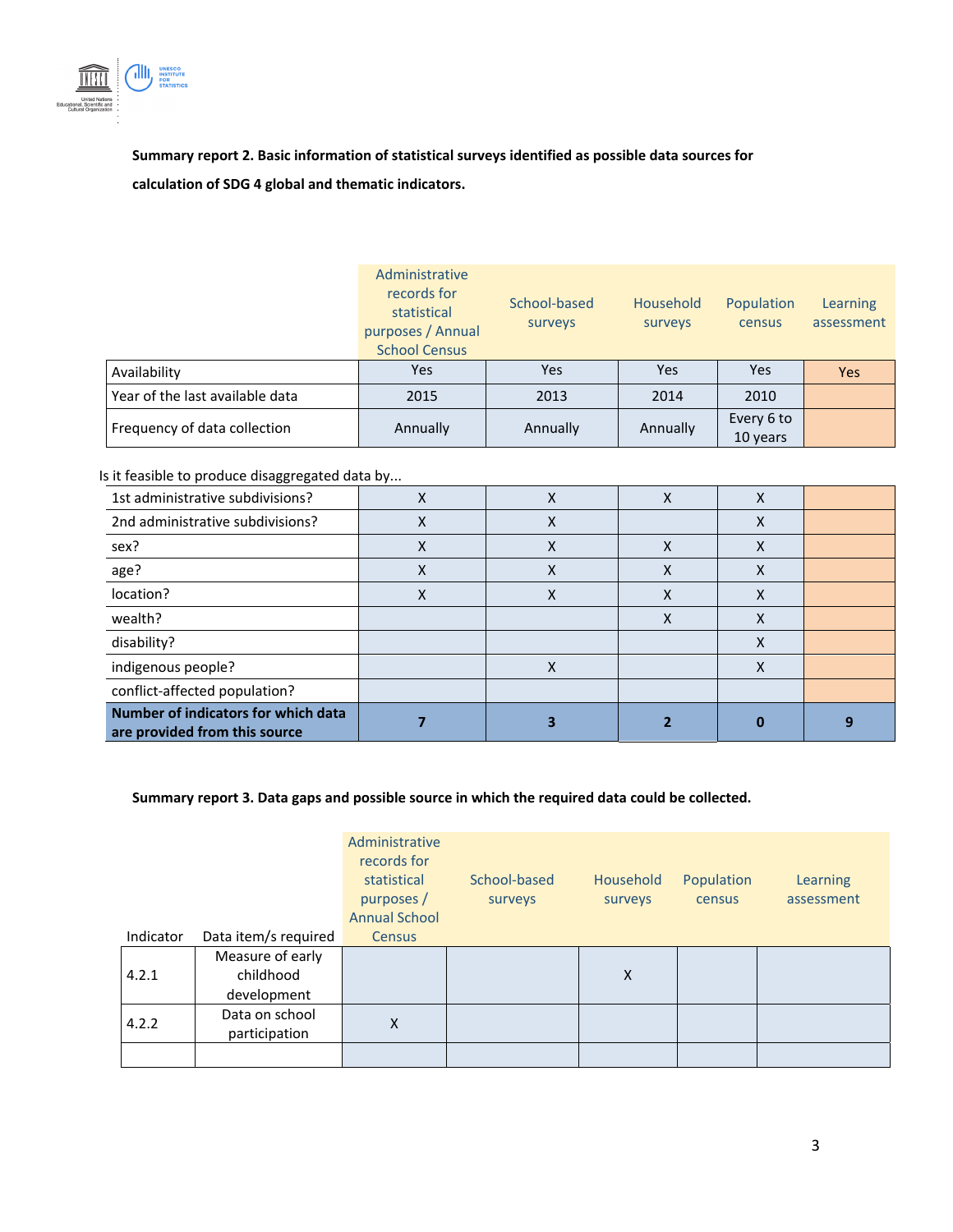**Summary report 2. Basic information of statistical surveys identified as possible data sources for calculation of SDG 4 global and thematic indicators.**

| | Administrative records for statistical purposes / Annual School Census | School-based surveys | Household surveys | Population census | Learning assessment |
|---|---|---|---|---|---|
| Availability | Yes | Yes | Yes | Yes | Yes |
| Year of the last available data | 2015 | 2013 | 2014 | 2010 | |
| Frequency of data collection | Annually | Annually | Annually | Every 6 to 10 years | |
| *Is it feasible to produce disaggregated data by...* | | | | | |
| 1st administrative subdivisions? | X | X | X | X | |
| 2nd administrative subdivisions? | X | X | | X | |
| sex? | X | X | X | X | |
| age? | X | X | X | X | |
| location? | X | X | X | X | |
| wealth? | | | X | X | |
| disability? | | | | X | |
| indigenous people? | | X | | X | |
| conflict-affected population? | | | | | |
| **Number of indicators for which data are provided from this source** | **7** | **3** | **2** | **0** | **9** |

**Summary report 3. Data gaps and possible source in which the required data could be collected.**

| Indicator | Data item/s required | Administrative records for statistical purposes / Annual School Census | School-based surveys | Household surveys | Population census | Learning assessment |
|---|---|---|---|---|---|---|
| 4.2.1 | Measure of early childhood development | | | X | | |
| 4.2.2 | Data on school participation | X | | | | |
| | | | | | | |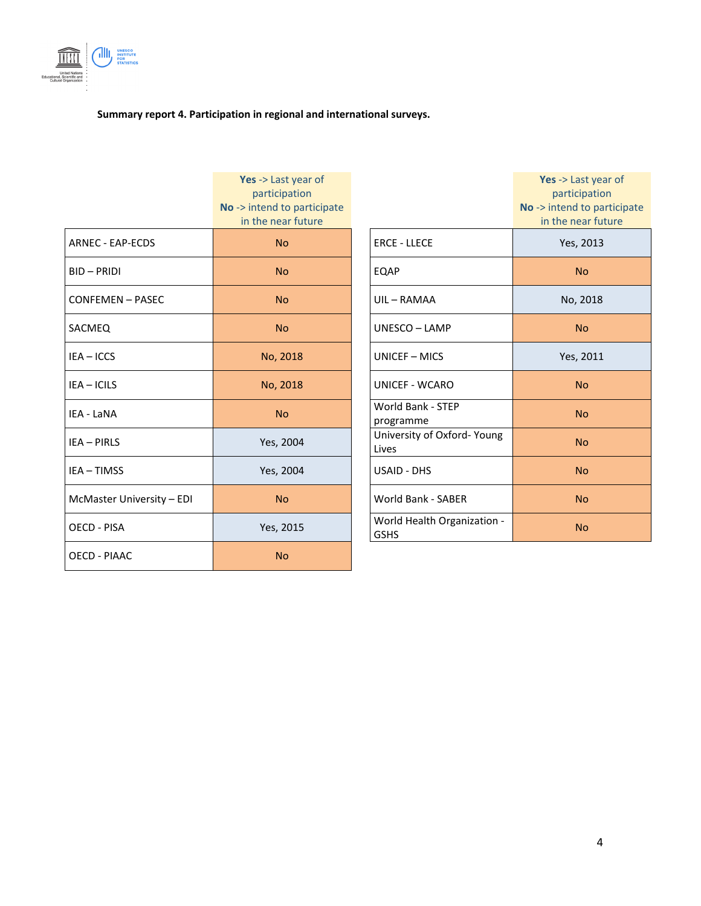**Summary report 4. Participation in regional and international surveys.**

| | **Yes** -> Last year of participation **No** -> intend to participate in the near future |
|---|---|
| ARNEC - EAP-ECDS | No |
| BID – PRIDI | No |
| CONFEMEN – PASEC | No |
| SACMEQ | No |
| IEA – ICCS | No, 2018 |
| IEA – ICILS | No, 2018 |
| IEA - LaNA | No |
| IEA – PIRLS | Yes, 2004 |
| IEA – TIMSS | Yes, 2004 |
| McMaster University – EDI | No |
| OECD - PISA | Yes, 2015 |
| OECD - PIAAC | No |

| | **Yes** -> Last year of participation **No** -> intend to participate in the near future |
|---|---|
| ERCE - LLECE | Yes, 2013 |
| EQAP | No |
| UIL – RAMAA | No, 2018 |
| UNESCO – LAMP | No |
| UNICEF – MICS | Yes, 2011 |
| UNICEF - WCARO | No |
| World Bank - STEP programme | No |
| University of Oxford- Young Lives | No |
| USAID - DHS | No |
| World Bank - SABER | No |
| World Health Organization - GSHS | No |